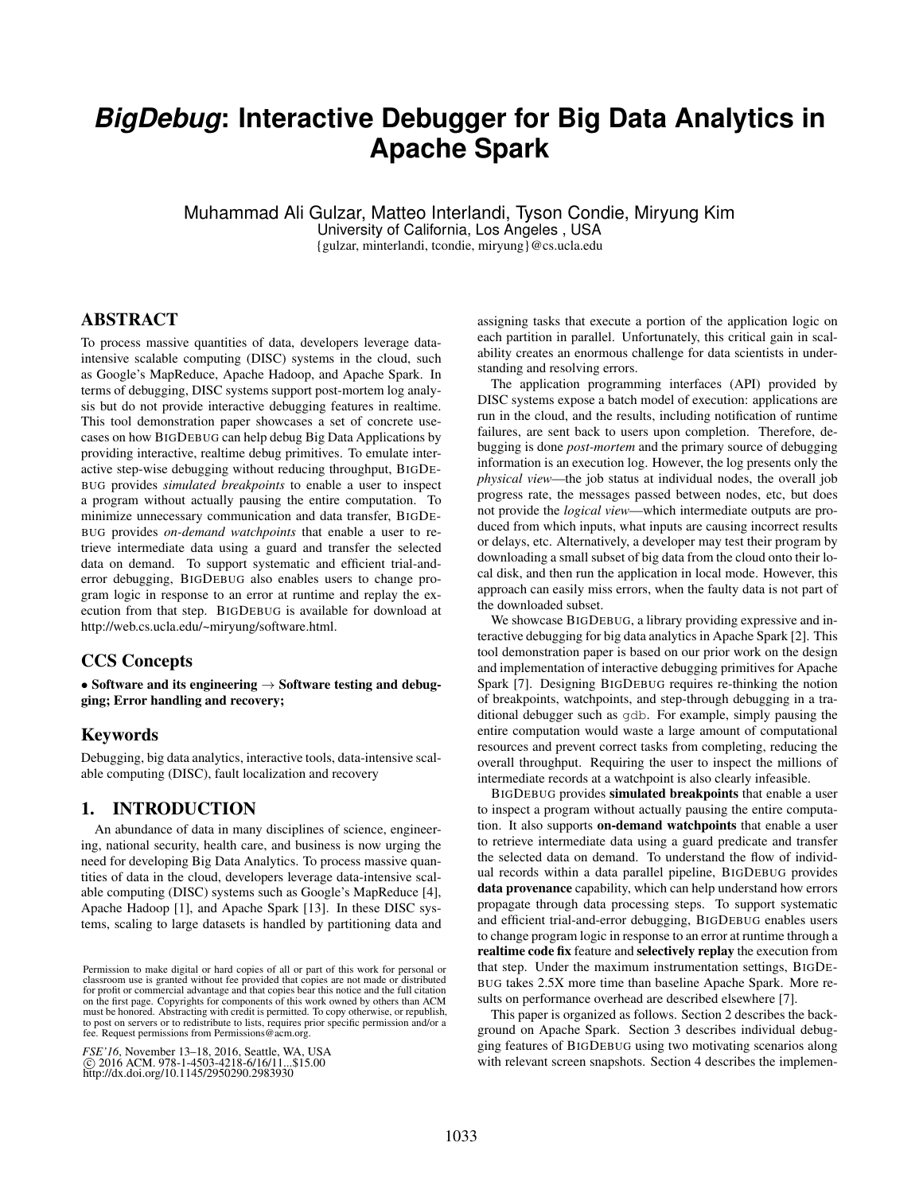# *BigDebug*: Interactive Debugger for Big Data Analytics in Apache Spark

Muhammad Ali Gulzar, Matteo Interlandi, Tyson Condie, Miryung Kim
University of California, Los Angeles , USA
{gulzar, minterlandi, tcondie, miryung}@cs.ucla.edu

## ABSTRACT

To process massive quantities of data, developers leverage data-intensive scalable computing (DISC) systems in the cloud, such as Google's MapReduce, Apache Hadoop, and Apache Spark. In terms of debugging, DISC systems support post-mortem log analysis but do not provide interactive debugging features in realtime. This tool demonstration paper showcases a set of concrete use-cases on how BIGDEBUG can help debug Big Data Applications by providing interactive, realtime debug primitives. To emulate interactive step-wise debugging without reducing throughput, BIGDEBUG provides *simulated breakpoints* to enable a user to inspect a program without actually pausing the entire computation. To minimize unnecessary communication and data transfer, BIGDEBUG provides *on-demand watchpoints* that enable a user to retrieve intermediate data using a guard and transfer the selected data on demand. To support systematic and efficient trial-and-error debugging, BIGDEBUG also enables users to change program logic in response to an error at runtime and replay the execution from that step. BIGDEBUG is available for download at http://web.cs.ucla.edu/~miryung/software.html.

## CCS Concepts

• **Software and its engineering → Software testing and debugging; Error handling and recovery;**

## Keywords

Debugging, big data analytics, interactive tools, data-intensive scalable computing (DISC), fault localization and recovery

## 1. INTRODUCTION

An abundance of data in many disciplines of science, engineering, national security, health care, and business is now urging the need for developing Big Data Analytics. To process massive quantities of data in the cloud, developers leverage data-intensive scalable computing (DISC) systems such as Google's MapReduce [4], Apache Hadoop [1], and Apache Spark [13]. In these DISC systems, scaling to large datasets is handled by partitioning data and assigning tasks that execute a portion of the application logic on each partition in parallel. Unfortunately, this critical gain in scalability creates an enormous challenge for data scientists in understanding and resolving errors.

The application programming interfaces (API) provided by DISC systems expose a batch model of execution: applications are run in the cloud, and the results, including notification of runtime failures, are sent back to users upon completion. Therefore, debugging is done *post-mortem* and the primary source of debugging information is an execution log. However, the log presents only the *physical view*—the job status at individual nodes, the overall job progress rate, the messages passed between nodes, etc, but does not provide the *logical view*—which intermediate outputs are produced from which inputs, what inputs are causing incorrect results or delays, etc. Alternatively, a developer may test their program by downloading a small subset of big data from the cloud onto their local disk, and then run the application in local mode. However, this approach can easily miss errors, when the faulty data is not part of the downloaded subset.

We showcase BIGDEBUG, a library providing expressive and interactive debugging for big data analytics in Apache Spark [2]. This tool demonstration paper is based on our prior work on the design and implementation of interactive debugging primitives for Apache Spark [7]. Designing BIGDEBUG requires re-thinking the notion of breakpoints, watchpoints, and step-through debugging in a traditional debugger such as `gdb`. For example, simply pausing the entire computation would waste a large amount of computational resources and prevent correct tasks from completing, reducing the overall throughput. Requiring the user to inspect the millions of intermediate records at a watchpoint is also clearly infeasible.

BIGDEBUG provides **simulated breakpoints** that enable a user to inspect a program without actually pausing the entire computation. It also supports **on-demand watchpoints** that enable a user to retrieve intermediate data using a guard predicate and transfer the selected data on demand. To understand the flow of individual records within a data parallel pipeline, BIGDEBUG provides **data provenance** capability, which can help understand how errors propagate through data processing steps. To support systematic and efficient trial-and-error debugging, BIGDEBUG enables users to change program logic in response to an error at runtime through a **realtime code fix** feature and **selectively replay** the execution from that step. Under the maximum instrumentation settings, BIGDEBUG takes 2.5X more time than baseline Apache Spark. More results on performance overhead are described elsewhere [7].

This paper is organized as follows. Section 2 describes the background on Apache Spark. Section 3 describes individual debugging features of BIGDEBUG using two motivating scenarios along with relevant screen snapshots. Section 4 describes the implemen-

Permission to make digital or hard copies of all or part of this work for personal or classroom use is granted without fee provided that copies are not made or distributed for profit or commercial advantage and that copies bear this notice and the full citation on the first page. Copyrights for components of this work owned by others than ACM must be honored. Abstracting with credit is permitted. To copy otherwise, or republish, to post on servers or to redistribute to lists, requires prior specific permission and/or a fee. Request permissions from Permissions@acm.org.

*FSE'16*, November 13–18, 2016, Seattle, WA, USA
© 2016 ACM. 978-1-4503-4218-6/16/11...$15.00
http://dx.doi.org/10.1145/2950290.2983930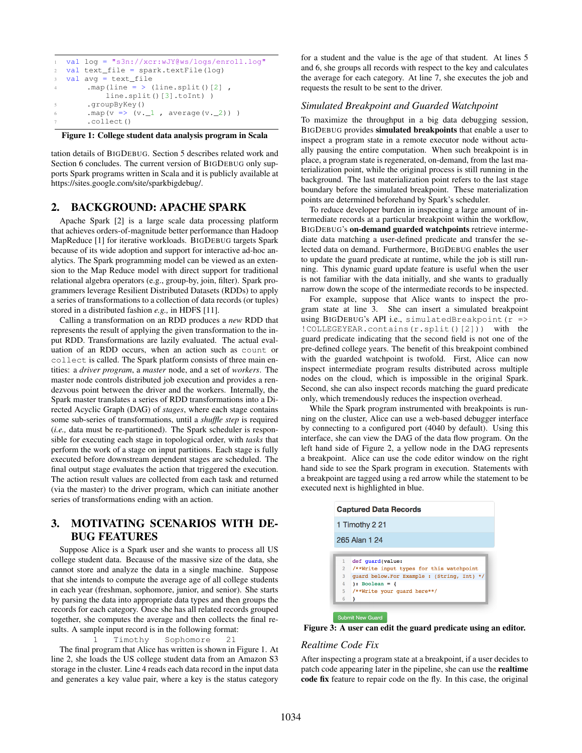```
1  val log = "s3n://xcr:wJY@ws/logs/enroll.log"
2  val text_file = spark.textFile(log)
3  val avg = text_file
4      .map(line = > (line.split()[2] ,
           line.split()[3].toInt) )
5      .groupByKey()
6      .map(v => (v._1 , average(v._2)) )
7      .collect()
```

**Figure 1: College student data analysis program in Scala**

tation details of BIGDEBUG. Section 5 describes related work and Section 6 concludes. The current version of BIGDEBUG only supports Spark programs written in Scala and it is publicly available at https://sites.google.com/site/sparkbigdebug/.

## 2. BACKGROUND: APACHE SPARK

Apache Spark [2] is a large scale data processing platform that achieves orders-of-magnitude better performance than Hadoop MapReduce [1] for iterative workloads. BIGDEBUG targets Spark because of its wide adoption and support for interactive ad-hoc analytics. The Spark programming model can be viewed as an extension to the Map Reduce model with direct support for traditional relational algebra operators (e.g., group-by, join, filter). Spark programmers leverage Resilient Distributed Datasets (RDDs) to apply a series of transformations to a collection of data records (or tuples) stored in a distributed fashion *e.g.,* in HDFS [11].

Calling a transformation on an RDD produces a *new* RDD that represents the result of applying the given transformation to the input RDD. Transformations are lazily evaluated. The actual evaluation of an RDD occurs, when an action such as `count` or `collect` is called. The Spark platform consists of three main entities: a *driver program*, a *master* node, and a set of *workers*. The master node controls distributed job execution and provides a rendezvous point between the driver and the workers. Internally, the Spark master translates a series of RDD transformations into a Directed Acyclic Graph (DAG) of *stages*, where each stage contains some sub-series of transformations, until a *shuffle step* is required (*i.e.,* data must be re-partitioned). The Spark scheduler is responsible for executing each stage in topological order, with *tasks* that perform the work of a stage on input partitions. Each stage is fully executed before downstream dependent stages are scheduled. The final output stage evaluates the action that triggered the execution. The action result values are collected from each task and returned (via the master) to the driver program, which can initiate another series of transformations ending with an action.

## 3. MOTIVATING SCENARIOS WITH DEBUG FEATURES

Suppose Alice is a Spark user and she wants to process all US college student data. Because of the massive size of the data, she cannot store and analyze the data in a single machine. Suppose that she intends to compute the average age of all college students in each year (freshman, sophomore, junior, and senior). She starts by parsing the data into appropriate data types and then groups the records for each category. Once she has all related records grouped together, she computes the average and then collects the final results. A sample input record is in the following format:

```
1   Timothy   Sophomore   21
```

The final program that Alice has written is shown in Figure 1. At line 2, she loads the US college student data from an Amazon S3 storage in the cluster. Line 4 reads each data record in the input data and generates a key value pair, where a key is the status category for a student and the value is the age of that student. At lines 5 and 6, she groups all records with respect to the key and calculates the average for each category. At line 7, she executes the job and requests the result to be sent to the driver.

### *Simulated Breakpoint and Guarded Watchpoint*

To maximize the throughput in a big data debugging session, BIGDEBUG provides **simulated breakpoints** that enable a user to inspect a program state in a remote executor node without actually pausing the entire computation. When such breakpoint is in place, a program state is regenerated, on-demand, from the last materialization point, while the original process is still running in the background. The last materialization point refers to the last stage boundary before the simulated breakpoint. These materialization points are determined beforehand by Spark's scheduler.

To reduce developer burden in inspecting a large amount of intermediate records at a particular breakpoint within the workflow, BIGDEBUG's **on-demand guarded watchpoints** retrieve intermediate data matching a user-defined predicate and transfer the selected data on demand. Furthermore, BIGDEBUG enables the user to update the guard predicate at runtime, while the job is still running. This dynamic guard update feature is useful when the user is not familiar with the data initially, and she wants to gradually narrow down the scope of the intermediate records to be inspected.

For example, suppose that Alice wants to inspect the program state at line 3. She can insert a simulated breakpoint using BIGDEBUG's API i.e., `simulatedBreakpoint(r => !COLLEGEYEAR.contains(r.split()[2]))` with the guard predicate indicating that the second field is not one of the pre-defined college years. The benefit of this breakpoint combined with the guarded watchpoint is twofold. First, Alice can now inspect intermediate program results distributed across multiple nodes on the cloud, which is impossible in the original Spark. Second, she can also inspect records matching the guard predicate only, which tremendously reduces the inspection overhead.

While the Spark program instrumented with breakpoints is running on the cluster, Alice can use a web-based debugger interface by connecting to a configured port (4040 by default). Using this interface, she can view the DAG of the data flow program. On the left hand side of Figure 2, a yellow node in the DAG represents a breakpoint. Alice can use the code editor window on the right hand side to see the Spark program in execution. Statements with a breakpoint are tagged using a red arrow while the statement to be executed next is highlighted in blue.

**Captured Data Records**

| |
|---|
| 1 Timothy 2 21 |
| 265 Alan 1 24 |

```
1  def guard(value:
2  /**Write input types for this watchpoint
3  guard below.For Example : (String, Int) */
4  ): Boolean = {
5  /**Write your guard here**/
6  }
```

Submit New Guard

**Figure 3: A user can edit the guard predicate using an editor.**

### *Realtime Code Fix*

After inspecting a program state at a breakpoint, if a user decides to patch code appearing later in the pipeline, she can use the **realtime code fix** feature to repair code on the fly. In this case, the original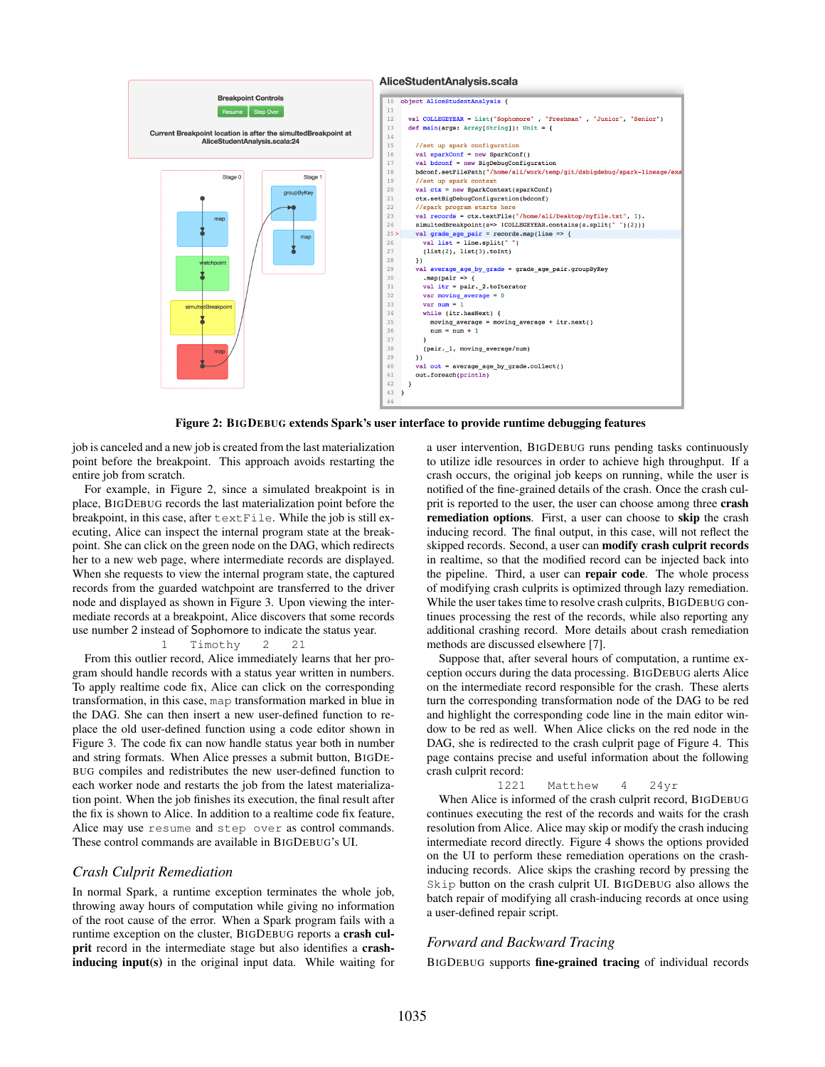**Figure 2: BigDebug extends Spark's user interface to provide runtime debugging features**

job is canceled and a new job is created from the last materialization point before the breakpoint. This approach avoids restarting the entire job from scratch.

For example, in Figure 2, since a simulated breakpoint is in place, BigDebug records the last materialization point before the breakpoint, in this case, after `textFile`. While the job is still executing, Alice can inspect the internal program state at the breakpoint. She can click on the green node on the DAG, which redirects her to a new web page, where intermediate records are displayed. When she requests to view the internal program state, the captured records from the guarded watchpoint are transferred to the driver node and displayed as shown in Figure 3. Upon viewing the intermediate records at a breakpoint, Alice discovers that some records use number 2 instead of Sophomore to indicate the status year.

```
1    Timothy    2    21
```

From this outlier record, Alice immediately learns that her program should handle records with a status year written in numbers. To apply realtime code fix, Alice can click on the corresponding transformation, in this case, `map` transformation marked in blue in the DAG. She can then insert a new user-defined function to replace the old user-defined function using a code editor shown in Figure 3. The code fix can now handle status year both in number and string formats. When Alice presses a submit button, BigDebug compiles and redistributes the new user-defined function to each worker node and restarts the job from the latest materialization point. When the job finishes its execution, the final result after the fix is shown to Alice. In addition to a realtime code fix feature, Alice may use `resume` and `step over` as control commands. These control commands are available in BigDebug's UI.

### *Crash Culprit Remediation*

In normal Spark, a runtime exception terminates the whole job, throwing away hours of computation while giving no information of the root cause of the crash. When a Spark program fails with a runtime exception on the cluster, BigDebug reports a **crash culprit** record in the intermediate stage but also identifies a **crash-inducing input(s)** in the original input data. While waiting for a user intervention, BigDebug runs pending tasks continuously to utilize idle resources in order to achieve high throughput. If a crash occurs, the original job keeps on running, while the user is notified of the fine-grained details of the crash. Once the crash culprit is reported to the user, the user can choose among three **crash remediation options**. First, a user can choose to **skip** the crash inducing record. The final output, in this case, will not reflect the skipped records. Second, a user can **modify crash culprit records** in realtime, so that the modified record can be injected back into the pipeline. Third, a user can **repair code**. The whole process of modifying crash culprits is optimized through lazy remediation. While the user takes time to resolve crash culprits, BigDebug continues processing the rest of the records, while also reporting any additional crashing record. More details about crash remediation methods are discussed elsewhere [7].

Suppose that, after several hours of computation, a runtime exception occurs during the data processing. BigDebug alerts Alice on the intermediate record responsible for the crash. These alerts turn the corresponding transformation node of the DAG to be red and highlight the corresponding code line in the main editor window to be red as well. When Alice clicks on the red node in the DAG, she is redirected to the crash culprit page of Figure 4. This page contains precise and useful information about the following crash culprit record:

```
1221    Matthew    4    24yr
```

When Alice is informed of the crash culprit record, BigDebug continues executing the rest of the records and waits for the crash resolution from Alice. Alice may skip or modify the crash inducing record directly. Figure 4 shows the options provided on the UI to perform these remediation operations on the crash-inducing records. Alice skips the crashing record by pressing the `Skip` button on the crash culprit UI. BigDebug also allows the batch repair of modifying all crash-inducing records at once using a user-defined repair script.

### *Forward and Backward Tracing*

BigDebug supports **fine-grained tracing** of individual records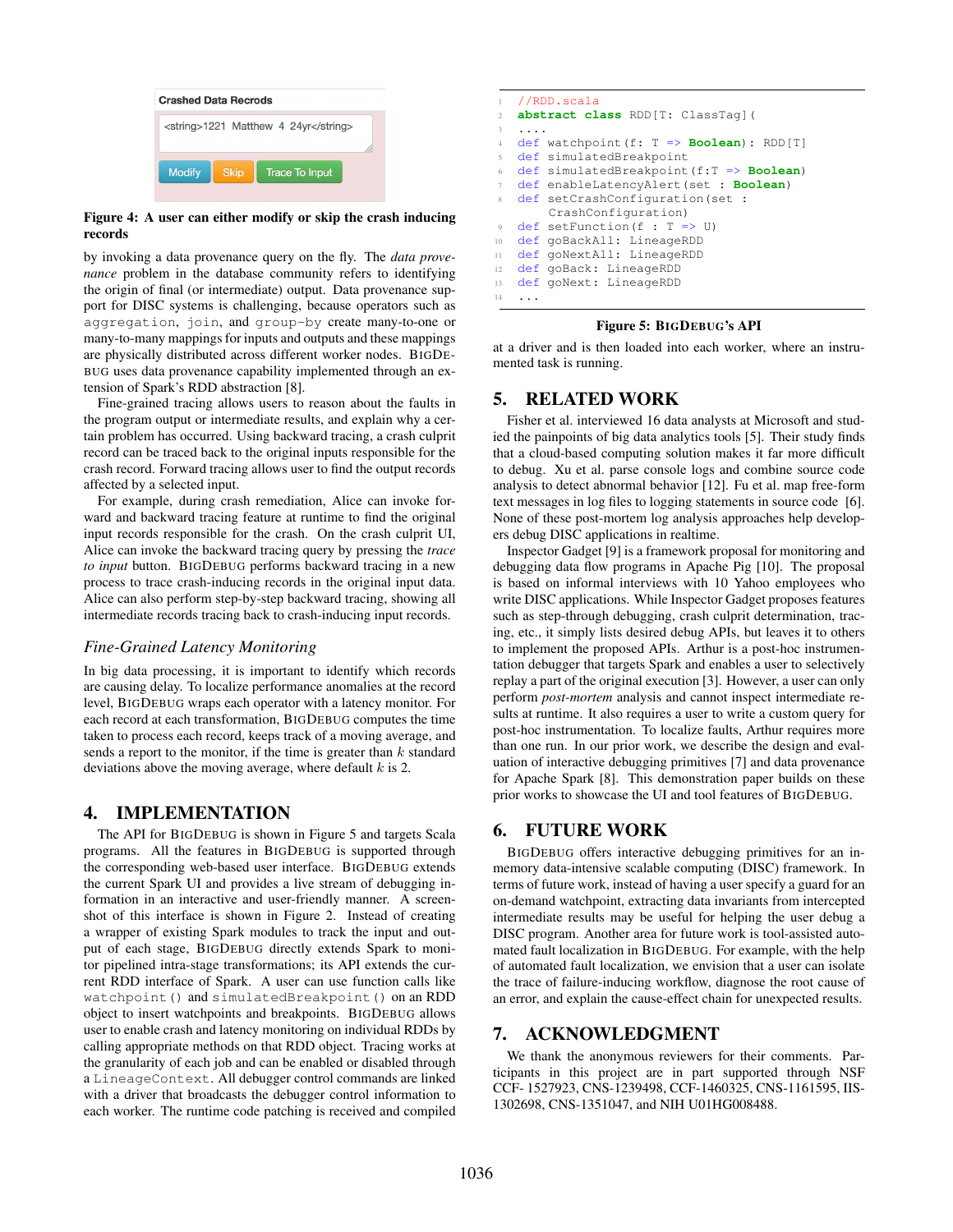Crashed Data Recrods

<string>1221 Matthew 4 24yr</string>

Modify | Skip | Trace To Input

**Figure 4: A user can either modify or skip the crash inducing records**

by invoking a data provenance query on the fly. The *data provenance* problem in the database community refers to identifying the origin of final (or intermediate) output. Data provenance support for DISC systems is challenging, because operators such as `aggregation`, `join`, and `group-by` create many-to-one or many-to-many mappings for inputs and outputs and these mappings are physically distributed across different worker nodes. BIGDEBUG uses data provenance capability implemented through an extension of Spark's RDD abstraction [8].

Fine-grained tracing allows users to reason about the faults in the program output or intermediate results, and explain why a certain problem has occurred. Using backward tracing, a crash culprit record can be traced back to the original inputs responsible for the crash record. Forward tracing allows user to find the output records affected by a selected input.

For example, during crash remediation, Alice can invoke forward and backward tracing feature at runtime to find the original input records responsible for the crash. On the crash culprit UI, Alice can invoke the backward tracing query by pressing the *trace to input* button. BIGDEBUG performs backward tracing in a new process to trace crash-inducing records in the original input data. Alice can also perform step-by-step backward tracing, showing all intermediate records tracing back to crash-inducing input records.

### *Fine-Grained Latency Monitoring*

In big data processing, it is important to identify which records are causing delay. To localize performance anomalies at the record level, BIGDEBUG wraps each operator with a latency monitor. For each record at each transformation, BIGDEBUG computes the time taken to process each record, keeps track of a moving average, and sends a report to the monitor, if the time is greater than $k$ standard deviations above the moving average, where default $k$ is 2.

## 4. IMPLEMENTATION

The API for BIGDEBUG is shown in Figure 5 and targets Scala programs. All the features in BIGDEBUG is supported through the corresponding web-based user interface. BIGDEBUG extends the current Spark UI and provides a live stream of debugging information in an interactive and user-friendly manner. A screenshot of this interface is shown in Figure 2. Instead of creating a wrapper of existing Spark modules to track the input and output of each stage, BIGDEBUG directly extends Spark to monitor pipelined intra-stage transformations; its API extends the current RDD interface of Spark. A user can use function calls like `watchpoint()` and `simulatedBreakpoint()` on an RDD object to insert watchpoints and breakpoints. BIGDEBUG allows user to enable crash and latency monitoring on individual RDDs by calling appropriate methods on that RDD object. Tracing works at the granularity of each job and can be enabled or disabled through a `LineageContext`. All debugger control commands are linked with a driver that broadcasts the debugger control information to each worker. The runtime code patching is received and compiled at a driver and is then loaded into each worker, where an instrumented task is running.

```
//RDD.scala
abstract class RDD[T: ClassTag](
....
def watchpoint(f: T => Boolean): RDD[T]
def simulatedBreakpoint
def simulatedBreakpoint(f:T => Boolean)
def enableLatencyAlert(set : Boolean)
def setCrashConfiguration(set :
    CrashConfiguration)
def setFunction(f : T => U)
def goBackAll: LineageRDD
def goNextAll: LineageRDD
def goBack: LineageRDD
def goNext: LineageRDD
...
```

**Figure 5: BIGDEBUG's API**

## 5. RELATED WORK

Fisher et al. interviewed 16 data analysts at Microsoft and studied the painpoints of big data analytics tools [5]. Their study finds that a cloud-based computing solution makes it far more difficult to debug. Xu et al. parse console logs and combine source code analysis to detect abnormal behavior [12]. Fu et al. map free-form text messages in log files to logging statements in source code [6]. None of these post-mortem log analysis approaches help developers debug DISC applications in realtime.

Inspector Gadget [9] is a framework proposal for monitoring and debugging data flow programs in Apache Pig [10]. The proposal is based on informal interviews with 10 Yahoo employees who write DISC applications. While Inspector Gadget proposes features such as step-through debugging, crash culprit determination, tracing, etc., it simply lists desired debug APIs, but leaves it to others to implement the proposed APIs. Arthur is a post-hoc instrumentation debugger that targets Spark and enables a user to selectively replay a part of the original execution [3]. However, a user can only perform *post-mortem* analysis and cannot inspect intermediate results at runtime. It also requires a user to write a custom query for post-hoc instrumentation. To localize faults, Arthur requires more than one run. In our prior work, we describe the design and evaluation of interactive debugging primitives [7] and data provenance for Apache Spark [8]. This demonstration paper builds on these prior works to showcase the UI and tool features of BIGDEBUG.

## 6. FUTURE WORK

BIGDEBUG offers interactive debugging primitives for an in-memory data-intensive scalable computing (DISC) framework. In terms of future work, instead of having a user specify a guard for an on-demand watchpoint, extracting data invariants from intercepted intermediate results may be useful for helping the user debug a DISC program. Another area for future work is tool-assisted automated fault localization in BIGDEBUG. For example, with the help of automated fault localization, we envision that a user can isolate the trace of failure-inducing workflow, diagnose the root cause of an error, and explain the cause-effect chain for unexpected results.

## 7. ACKNOWLEDGMENT

We thank the anonymous reviewers for their comments. Participants in this project are in part supported through NSF CCF- 1527923, CNS-1239498, CCF-1460325, CNS-1161595, IIS-1302698, CNS-1351047, and NIH U01HG008488.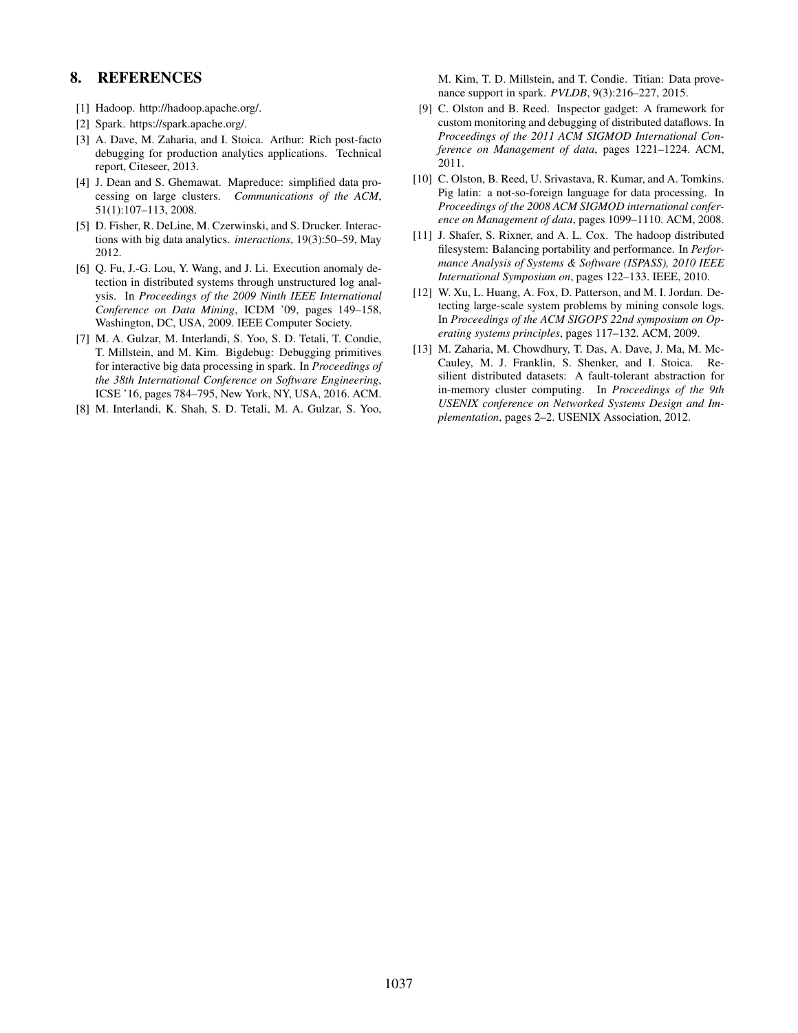## 8. REFERENCES

[1] Hadoop. http://hadoop.apache.org/.

[2] Spark. https://spark.apache.org/.

[3] A. Dave, M. Zaharia, and I. Stoica. Arthur: Rich post-facto debugging for production analytics applications. Technical report, Citeseer, 2013.

[4] J. Dean and S. Ghemawat. Mapreduce: simplified data processing on large clusters. *Communications of the ACM*, 51(1):107–113, 2008.

[5] D. Fisher, R. DeLine, M. Czerwinski, and S. Drucker. Interactions with big data analytics. *interactions*, 19(3):50–59, May 2012.

[6] Q. Fu, J.-G. Lou, Y. Wang, and J. Li. Execution anomaly detection in distributed systems through unstructured log analysis. In *Proceedings of the 2009 Ninth IEEE International Conference on Data Mining*, ICDM '09, pages 149–158, Washington, DC, USA, 2009. IEEE Computer Society.

[7] M. A. Gulzar, M. Interlandi, S. Yoo, S. D. Tetali, T. Condie, T. Millstein, and M. Kim. Bigdebug: Debugging primitives for interactive big data processing in spark. In *Proceedings of the 38th International Conference on Software Engineering*, ICSE '16, pages 784–795, New York, NY, USA, 2016. ACM.

[8] M. Interlandi, K. Shah, S. D. Tetali, M. A. Gulzar, S. Yoo, M. Kim, T. D. Millstein, and T. Condie. Titian: Data provenance support in spark. *PVLDB*, 9(3):216–227, 2015.

[9] C. Olston and B. Reed. Inspector gadget: A framework for custom monitoring and debugging of distributed dataflows. In *Proceedings of the 2011 ACM SIGMOD International Conference on Management of data*, pages 1221–1224. ACM, 2011.

[10] C. Olston, B. Reed, U. Srivastava, R. Kumar, and A. Tomkins. Pig latin: a not-so-foreign language for data processing. In *Proceedings of the 2008 ACM SIGMOD international conference on Management of data*, pages 1099–1110. ACM, 2008.

[11] J. Shafer, S. Rixner, and A. L. Cox. The hadoop distributed filesystem: Balancing portability and performance. In *Performance Analysis of Systems & Software (ISPASS), 2010 IEEE International Symposium on*, pages 122–133. IEEE, 2010.

[12] W. Xu, L. Huang, A. Fox, D. Patterson, and M. I. Jordan. Detecting large-scale system problems by mining console logs. In *Proceedings of the ACM SIGOPS 22nd symposium on Operating systems principles*, pages 117–132. ACM, 2009.

[13] M. Zaharia, M. Chowdhury, T. Das, A. Dave, J. Ma, M. McCauley, M. J. Franklin, S. Shenker, and I. Stoica. Resilient distributed datasets: A fault-tolerant abstraction for in-memory cluster computing. In *Proceedings of the 9th USENIX conference on Networked Systems Design and Implementation*, pages 2–2. USENIX Association, 2012.